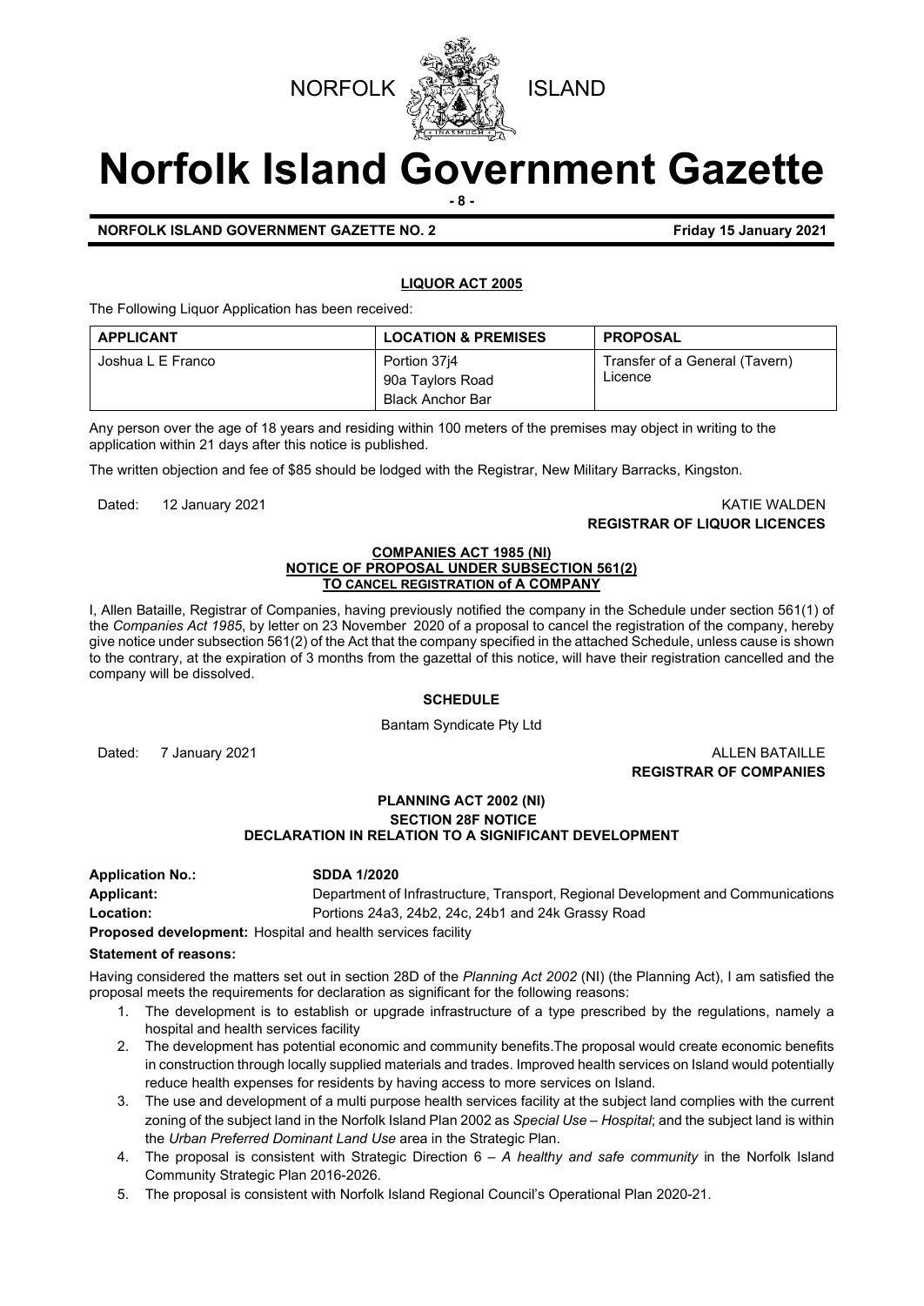NORFOLK ISLAND

# Norfolk Island Government Gazette

**NORFOLK ISLAND GOVERNMENT GAZETTE NO. 2** **Friday 15 January 2021**

## LIQUOR ACT 2005

The Following Liquor Application has been received:

| APPLICANT | LOCATION & PREMISES | PROPOSAL |
|---|---|---|
| Joshua L E Franco | Portion 37j4<br>90a Taylors Road<br>Black Anchor Bar | Transfer of a General (Tavern) Licence |

Any person over the age of 18 years and residing within 100 meters of the premises may object in writing to the application within 21 days after this notice is published.

The written objection and fee of $85 should be lodged with the Registrar, New Military Barracks, Kingston.

Dated: 12 January 2021

KATIE WALDEN
**REGISTRAR OF LIQUOR LICENCES**

## COMPANIES ACT 1985 (NI)
## NOTICE OF PROPOSAL UNDER SUBSECTION 561(2) TO CANCEL REGISTRATION of A COMPANY

I, Allen Bataille, Registrar of Companies, having previously notified the company in the Schedule under section 561(1) of the *Companies Act 1985*, by letter on 23 November 2020 of a proposal to cancel the registration of the company, hereby give notice under subsection 561(2) of the Act that the company specified in the attached Schedule, unless cause is shown to the contrary, at the expiration of 3 months from the gazettal of this notice, will have their registration cancelled and the company will be dissolved.

**SCHEDULE**

Bantam Syndicate Pty Ltd

Dated: 7 January 2021

ALLEN BATAILLE
**REGISTRAR OF COMPANIES**

## PLANNING ACT 2002 (NI)
## SECTION 28F NOTICE
## DECLARATION IN RELATION TO A SIGNIFICANT DEVELOPMENT

**Application No.:** **SDDA 1/2020**

**Applicant:** Department of Infrastructure, Transport, Regional Development and Communications

**Location:** Portions 24a3, 24b2, 24c, 24b1 and 24k Grassy Road

**Proposed development:** Hospital and health services facility

**Statement of reasons:**

Having considered the matters set out in section 28D of the *Planning Act 2002* (NI) (the Planning Act), I am satisfied the proposal meets the requirements for declaration as significant for the following reasons:

1. The development is to establish or upgrade infrastructure of a type prescribed by the regulations, namely a hospital and health services facility
2. The development has potential economic and community benefits.The proposal would create economic benefits in construction through locally supplied materials and trades. Improved health services on Island would potentially reduce health expenses for residents by having access to more services on Island.
3. The use and development of a multi purpose health services facility at the subject land complies with the current zoning of the subject land in the Norfolk Island Plan 2002 as *Special Use – Hospital*; and the subject land is within the *Urban Preferred Dominant Land Use* area in the Strategic Plan.
4. The proposal is consistent with Strategic Direction 6 – *A healthy and safe community* in the Norfolk Island Community Strategic Plan 2016-2026.
5. The proposal is consistent with Norfolk Island Regional Council's Operational Plan 2020-21.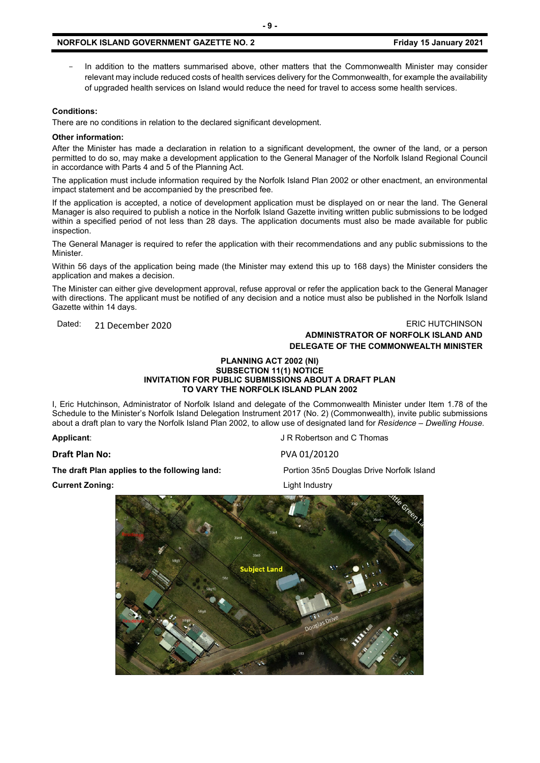- In addition to the matters summarised above, other matters that the Commonwealth Minister may consider relevant may include reduced costs of health services delivery for the Commonwealth, for example the availability of upgraded health services on Island would reduce the need for travel to access some health services.

**Conditions:**

There are no conditions in relation to the declared significant development.

**Other information:**

After the Minister has made a declaration in relation to a significant development, the owner of the land, or a person permitted to do so, may make a development application to the General Manager of the Norfolk Island Regional Council in accordance with Parts 4 and 5 of the Planning Act.

The application must include information required by the Norfolk Island Plan 2002 or other enactment, an environmental impact statement and be accompanied by the prescribed fee.

If the application is accepted, a notice of development application must be displayed on or near the land. The General Manager is also required to publish a notice in the Norfolk Island Gazette inviting written public submissions to be lodged within a specified period of not less than 28 days. The application documents must also be made available for public inspection.

The General Manager is required to refer the application with their recommendations and any public submissions to the Minister.

Within 56 days of the application being made (the Minister may extend this up to 168 days) the Minister considers the application and makes a decision.

The Minister can either give development approval, refuse approval or refer the application back to the General Manager with directions. The applicant must be notified of any decision and a notice must also be published in the Norfolk Island Gazette within 14 days.

Dated: 21 December 2020

ERIC HUTCHINSON
**ADMINISTRATOR OF NORFOLK ISLAND AND DELEGATE OF THE COMMONWEALTH MINISTER**

**PLANNING ACT 2002 (NI)**
**SUBSECTION 11(1) NOTICE**
**INVITATION FOR PUBLIC SUBMISSIONS ABOUT A DRAFT PLAN TO VARY THE NORFOLK ISLAND PLAN 2002**

I, Eric Hutchinson, Administrator of Norfolk Island and delegate of the Commonwealth Minister under Item 1.78 of the Schedule to the Minister's Norfolk Island Delegation Instrument 2017 (No. 2) (Commonwealth), invite public submissions about a draft plan to vary the Norfolk Island Plan 2002, to allow use of designated land for *Residence – Dwelling House.*

**Applicant**: J R Robertson and C Thomas

**Draft Plan No:** PVA 01/20120

**The draft Plan applies to the following land:** Portion 35n5 Douglas Drive Norfolk Island

**Current Zoning:** Light Industry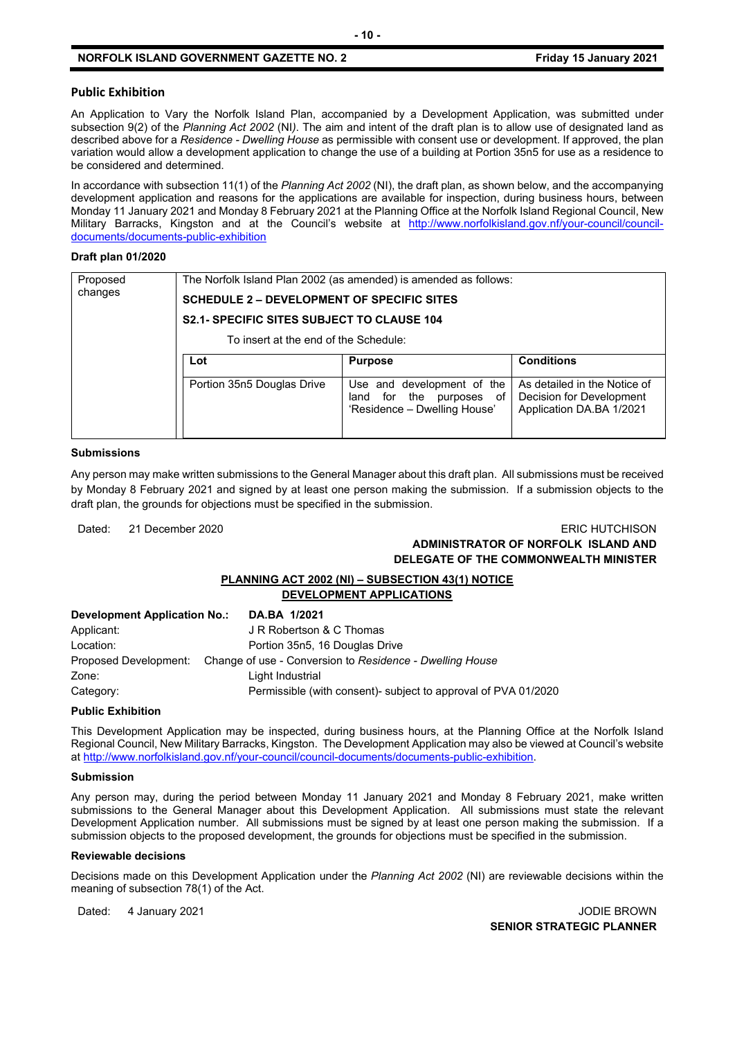### Public Exhibition

An Application to Vary the Norfolk Island Plan, accompanied by a Development Application, was submitted under subsection 9(2) of the *Planning Act 2002* (NI*)*. The aim and intent of the draft plan is to allow use of designated land as described above for a *Residence - Dwelling House* as permissible with consent use or development. If approved, the plan variation would allow a development application to change the use of a building at Portion 35n5 for use as a residence to be considered and determined.

In accordance with subsection 11(1) of the *Planning Act 2002* (NI), the draft plan, as shown below, and the accompanying development application and reasons for the applications are available for inspection, during business hours, between Monday 11 January 2021 and Monday 8 February 2021 at the Planning Office at the Norfolk Island Regional Council, New Military Barracks, Kingston and at the Council's website at http://www.norfolkisland.gov.nf/your-council/council-documents/documents-public-exhibition

**Draft plan 01/2020**

| Proposed changes | The Norfolk Island Plan 2002 (as amended) is amended as follows:<br>**SCHEDULE 2 – DEVELOPMENT OF SPECIFIC SITES**<br>**S2.1- SPECIFIC SITES SUBJECT TO CLAUSE 104**<br>To insert at the end of the Schedule: | | |
|---|---|---|---|
| | **Lot** | **Purpose** | **Conditions** |
| | Portion 35n5 Douglas Drive | Use and development of the land for the purposes of 'Residence – Dwelling House' | As detailed in the Notice of Decision for Development Application DA.BA 1/2021 |

**Submissions**

Any person may make written submissions to the General Manager about this draft plan. All submissions must be received by Monday 8 February 2021 and signed by at least one person making the submission. If a submission objects to the draft plan, the grounds for objections must be specified in the submission.

Dated: 21 December 2020

ERIC HUTCHISON
**ADMINISTRATOR OF NORFOLK ISLAND AND DELEGATE OF THE COMMONWEALTH MINISTER**

**PLANNING ACT 2002 (NI) – SUBSECTION 43(1) NOTICE**
**DEVELOPMENT APPLICATIONS**

**Development Application No.:** **DA.BA 1/2021**
Applicant: J R Robertson & C Thomas
Location: Portion 35n5, 16 Douglas Drive
Proposed Development: Change of use - Conversion to *Residence - Dwelling House*
Zone: Light Industrial
Category: Permissible (with consent)- subject to approval of PVA 01/2020

**Public Exhibition**

This Development Application may be inspected, during business hours, at the Planning Office at the Norfolk Island Regional Council, New Military Barracks, Kingston. The Development Application may also be viewed at Council's website at http://www.norfolkisland.gov.nf/your-council/council-documents/documents-public-exhibition.

**Submission**

Any person may, during the period between Monday 11 January 2021 and Monday 8 February 2021, make written submissions to the General Manager about this Development Application. All submissions must state the relevant Development Application number. All submissions must be signed by at least one person making the submission. If a submission objects to the proposed development, the grounds for objections must be specified in the submission.

**Reviewable decisions**

Decisions made on this Development Application under the *Planning Act 2002* (NI) are reviewable decisions within the meaning of subsection 78(1) of the Act.

Dated: 4 January 2021

JODIE BROWN
**SENIOR STRATEGIC PLANNER**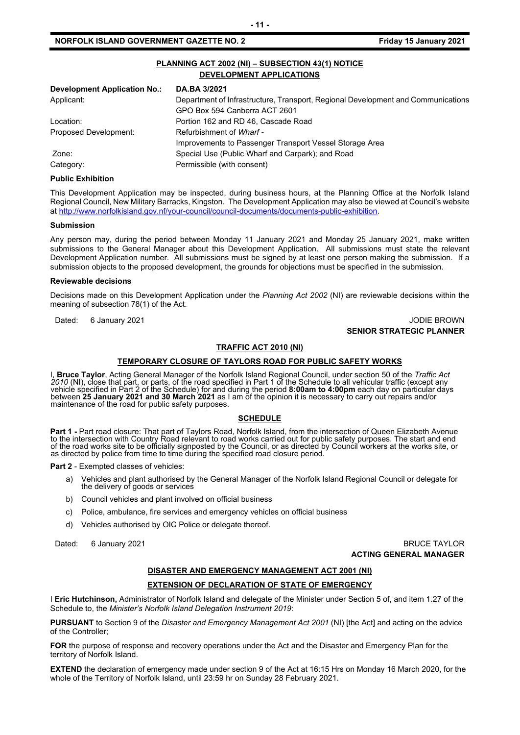## PLANNING ACT 2002 (NI) – SUBSECTION 43(1) NOTICE
## DEVELOPMENT APPLICATIONS

| **Development Application No.:** | **DA.BA 3/2021** |
|---|---|
| Applicant: | Department of Infrastructure, Transport, Regional Development and Communications<br>GPO Box 594 Canberra ACT 2601 |
| Location: | Portion 162 and RD 46, Cascade Road |
| Proposed Development: | Refurbishment of *Wharf* -<br>Improvements to Passenger Transport Vessel Storage Area |
| Zone: | Special Use (Public Wharf and Carpark); and Road |
| Category: | Permissible (with consent) |

**Public Exhibition**

This Development Application may be inspected, during business hours, at the Planning Office at the Norfolk Island Regional Council, New Military Barracks, Kingston. The Development Application may also be viewed at Council's website at http://www.norfolkisland.gov.nf/your-council/council-documents/documents-public-exhibition.

**Submission**

Any person may, during the period between Monday 11 January 2021 and Monday 25 January 2021, make written submissions to the General Manager about this Development Application. All submissions must state the relevant Development Application number. All submissions must be signed by at least one person making the submission. If a submission objects to the proposed development, the grounds for objections must be specified in the submission.

**Reviewable decisions**

Decisions made on this Development Application under the *Planning Act 2002* (NI) are reviewable decisions within the meaning of subsection 78(1) of the Act.

Dated: 6 January 2021

JODIE BROWN
**SENIOR STRATEGIC PLANNER**

## TRAFFIC ACT 2010 (NI)

## TEMPORARY CLOSURE OF TAYLORS ROAD FOR PUBLIC SAFETY WORKS

I, **Bruce Taylor**, Acting General Manager of the Norfolk Island Regional Council, under section 50 of the *Traffic Act 2010* (NI), close that part, or parts, of the road specified in Part 1 of the Schedule to all vehicular traffic (except any vehicle specified in Part 2 of the Schedule) for and during the period **8:00am to 4:00pm** each day on particular days between **25 January 2021 and 30 March 2021** as I am of the opinion it is necessary to carry out repairs and/or maintenance of the road for public safety purposes.

### SCHEDULE

**Part 1 -** Part road closure: That part of Taylors Road, Norfolk Island, from the intersection of Queen Elizabeth Avenue to the intersection with Country Road relevant to road works carried out for public safety purposes. The start and end of the road works site to be officially signposted by the Council, or as directed by Council workers at the works site, or as directed by police from time to time during the specified road closure period.

**Part 2** - Exempted classes of vehicles:

a) Vehicles and plant authorised by the General Manager of the Norfolk Island Regional Council or delegate for the delivery of goods or services

b) Council vehicles and plant involved on official business

c) Police, ambulance, fire services and emergency vehicles on official business

d) Vehicles authorised by OIC Police or delegate thereof.

Dated: 6 January 2021

BRUCE TAYLOR
**ACTING GENERAL MANAGER**

## DISASTER AND EMERGENCY MANAGEMENT ACT 2001 (NI)

## EXTENSION OF DECLARATION OF STATE OF EMERGENCY

I **Eric Hutchinson,** Administrator of Norfolk Island and delegate of the Minister under Section 5 of, and item 1.27 of the Schedule to, the *Minister's Norfolk Island Delegation Instrument 2019*:

**PURSUANT** to Section 9 of the *Disaster and Emergency Management Act 2001* (NI) [the Act] and acting on the advice of the Controller;

**FOR** the purpose of response and recovery operations under the Act and the Disaster and Emergency Plan for the territory of Norfolk Island.

**EXTEND** the declaration of emergency made under section 9 of the Act at 16:15 Hrs on Monday 16 March 2020, for the whole of the Territory of Norfolk Island, until 23:59 hr on Sunday 28 February 2021.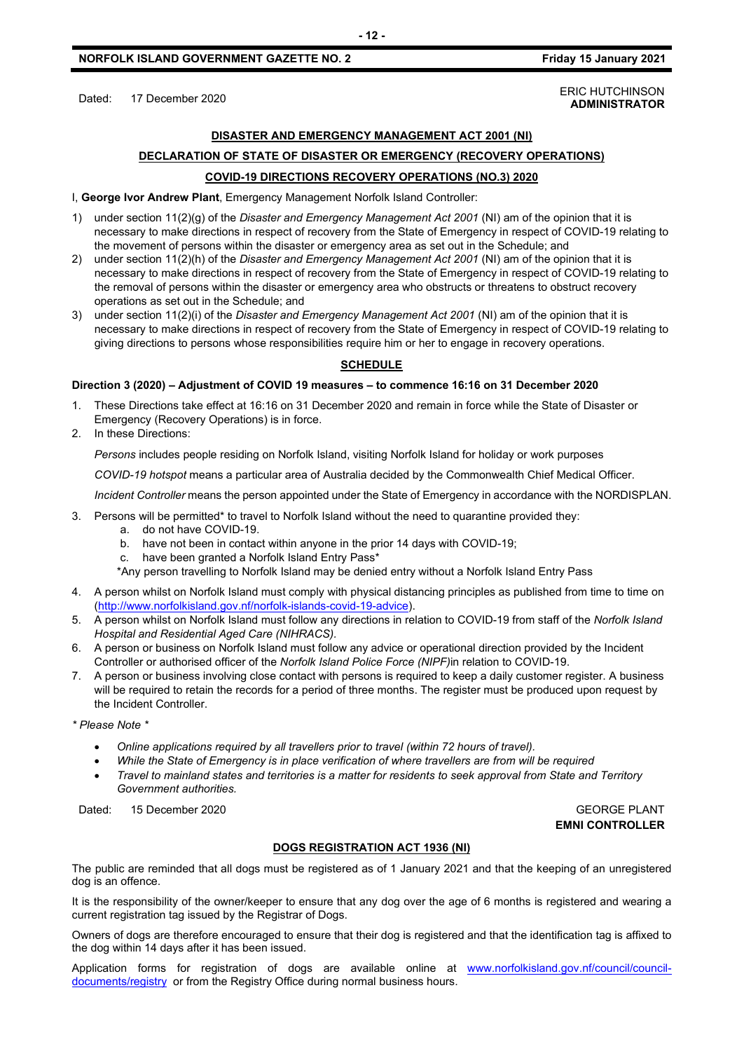Dated: 17 December 2020

ERIC HUTCHINSON
**ADMINISTRATOR**

**DISASTER AND EMERGENCY MANAGEMENT ACT 2001 (NI)**

**DECLARATION OF STATE OF DISASTER OR EMERGENCY (RECOVERY OPERATIONS)**

**COVID-19 DIRECTIONS RECOVERY OPERATIONS (NO.3) 2020**

I, **George Ivor Andrew Plant**, Emergency Management Norfolk Island Controller:

1) under section 11(2)(g) of the *Disaster and Emergency Management Act 2001* (NI) am of the opinion that it is necessary to make directions in respect of recovery from the State of Emergency in respect of COVID-19 relating to the movement of persons within the disaster or emergency area as set out in the Schedule; and
2) under section 11(2)(h) of the *Disaster and Emergency Management Act 2001* (NI) am of the opinion that it is necessary to make directions in respect of recovery from the State of Emergency in respect of COVID-19 relating to the removal of persons within the disaster or emergency area who obstructs or threatens to obstruct recovery operations as set out in the Schedule; and
3) under section 11(2)(i) of the *Disaster and Emergency Management Act 2001* (NI) am of the opinion that it is necessary to make directions in respect of recovery from the State of Emergency in respect of COVID-19 relating to giving directions to persons whose responsibilities require him or her to engage in recovery operations.

**SCHEDULE**

**Direction 3 (2020) – Adjustment of COVID 19 measures – to commence 16:16 on 31 December 2020**

1. These Directions take effect at 16:16 on 31 December 2020 and remain in force while the State of Disaster or Emergency (Recovery Operations) is in force.
2. In these Directions:

   *Persons* includes people residing on Norfolk Island, visiting Norfolk Island for holiday or work purposes

   *COVID-19 hotspot* means a particular area of Australia decided by the Commonwealth Chief Medical Officer.

   *Incident Controller* means the person appointed under the State of Emergency in accordance with the NORDISPLAN.

3. Persons will be permitted* to travel to Norfolk Island without the need to quarantine provided they:
   a. do not have COVID-19.
   b. have not been in contact within anyone in the prior 14 days with COVID-19;
   c. have been granted a Norfolk Island Entry Pass*

   *Any person travelling to Norfolk Island may be denied entry without a Norfolk Island Entry Pass

4. A person whilst on Norfolk Island must comply with physical distancing principles as published from time to time on (http://www.norfolkisland.gov.nf/norfolk-islands-covid-19-advice).
5. A person whilst on Norfolk Island must follow any directions in relation to COVID-19 from staff of the *Norfolk Island Hospital and Residential Aged Care (NIHRACS).*
6. A person or business on Norfolk Island must follow any advice or operational direction provided by the Incident Controller or authorised officer of the *Norfolk Island Police Force (NIPF)*in relation to COVID-19.
7. A person or business involving close contact with persons is required to keep a daily customer register. A business will be required to retain the records for a period of three months. The register must be produced upon request by the Incident Controller.

*\* Please Note \**

- *Online applications required by all travellers prior to travel (within 72 hours of travel).*
- *While the State of Emergency is in place verification of where travellers are from will be required*
- *Travel to mainland states and territories is a matter for residents to seek approval from State and Territory Government authorities.*

Dated: 15 December 2020

GEORGE PLANT
**EMNI CONTROLLER**

**DOGS REGISTRATION ACT 1936 (NI)**

The public are reminded that all dogs must be registered as of 1 January 2021 and that the keeping of an unregistered dog is an offence.

It is the responsibility of the owner/keeper to ensure that any dog over the age of 6 months is registered and wearing a current registration tag issued by the Registrar of Dogs.

Owners of dogs are therefore encouraged to ensure that their dog is registered and that the identification tag is affixed to the dog within 14 days after it has been issued.

Application forms for registration of dogs are available online at www.norfolkisland.gov.nf/council/council-documents/registry or from the Registry Office during normal business hours.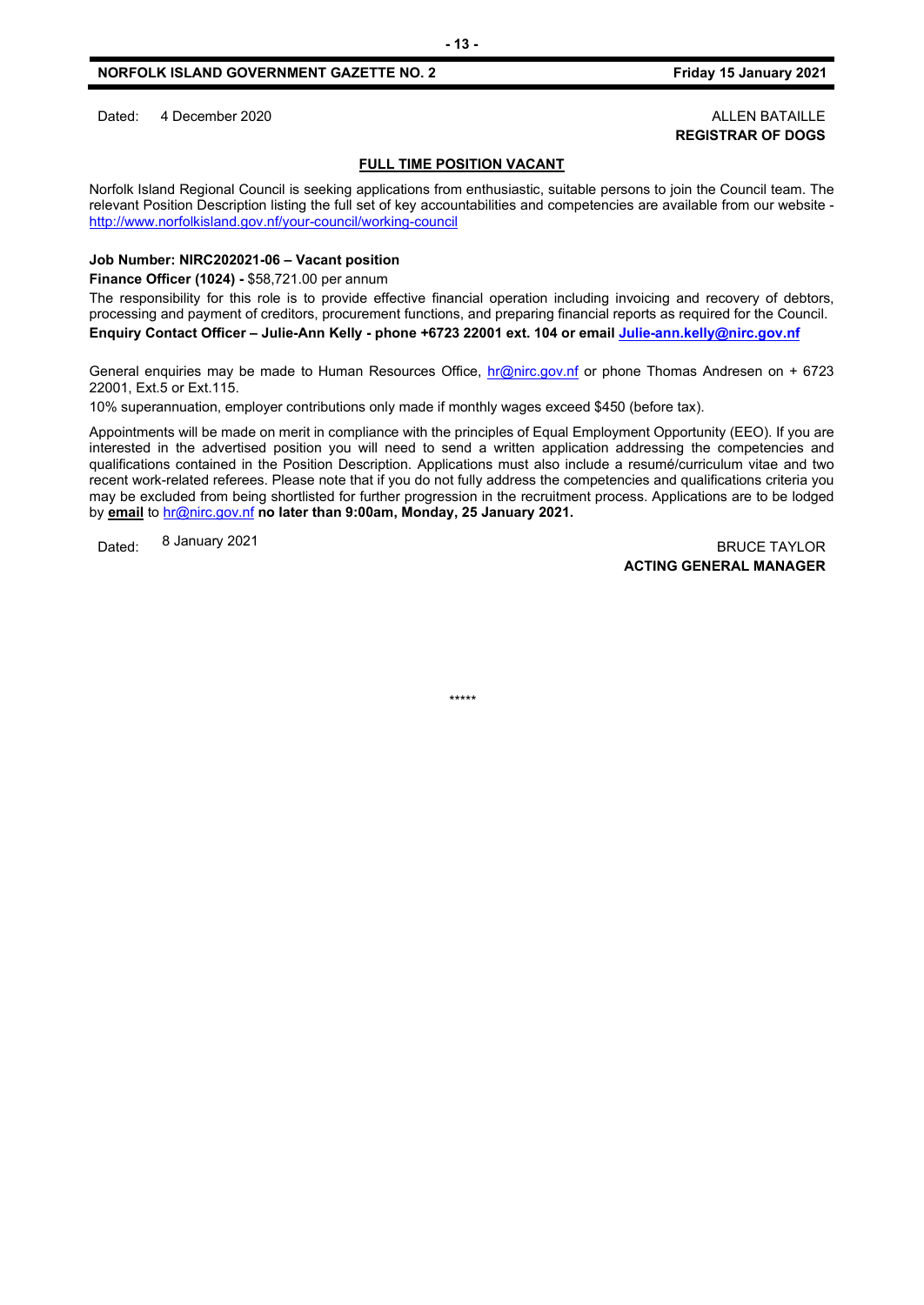Dated: 4 December 2020

ALLEN BATAILLE
**REGISTRAR OF DOGS**

## FULL TIME POSITION VACANT

Norfolk Island Regional Council is seeking applications from enthusiastic, suitable persons to join the Council team. The relevant Position Description listing the full set of key accountabilities and competencies are available from our website - http://www.norfolkisland.gov.nf/your-council/working-council

**Job Number: NIRC202021-06 – Vacant position**

**Finance Officer (1024) -** $58,721.00 per annum

The responsibility for this role is to provide effective financial operation including invoicing and recovery of debtors, processing and payment of creditors, procurement functions, and preparing financial reports as required for the Council.

**Enquiry Contact Officer – Julie-Ann Kelly - phone +6723 22001 ext. 104 or email Julie-ann.kelly@nirc.gov.nf**

General enquiries may be made to Human Resources Office, hr@nirc.gov.nf or phone Thomas Andresen on + 6723 22001, Ext.5 or Ext.115.

10% superannuation, employer contributions only made if monthly wages exceed $450 (before tax).

Appointments will be made on merit in compliance with the principles of Equal Employment Opportunity (EEO). If you are interested in the advertised position you will need to send a written application addressing the competencies and qualifications contained in the Position Description. Applications must also include a resumé/curriculum vitae and two recent work-related referees. Please note that if you do not fully address the competencies and qualifications criteria you may be excluded from being shortlisted for further progression in the recruitment process. Applications are to be lodged by **email** to hr@nirc.gov.nf **no later than 9:00am, Monday, 25 January 2021.**

Dated: 8 January 2021

BRUCE TAYLOR
**ACTING GENERAL MANAGER**

*****